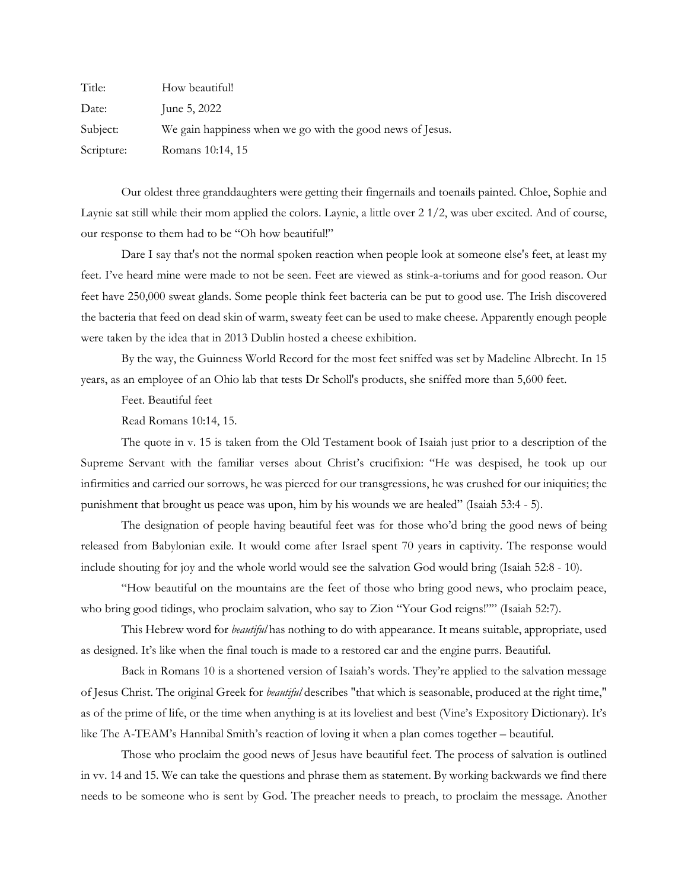Title: How beautiful!

Date: June 5, 2022

Subject: We gain happiness when we go with the good news of Jesus.

Scripture: Romans 10:14, 15

Our oldest three granddaughters were getting their fingernails and toenails painted. Chloe, Sophie and Laynie sat still while their mom applied the colors. Laynie, a little over 2 1/2, was uber excited. And of course, our response to them had to be "Oh how beautiful!"

Dare I say that's not the normal spoken reaction when people look at someone else's feet, at least my feet. I've heard mine were made to not be seen. Feet are viewed as stink-a-toriums and for good reason. Our feet have 250,000 sweat glands. Some people think feet bacteria can be put to good use. The Irish discovered the bacteria that feed on dead skin of warm, sweaty feet can be used to make cheese. Apparently enough people were taken by the idea that in 2013 Dublin hosted a cheese exhibition.

By the way, the Guinness World Record for the most feet sniffed was set by Madeline Albrecht. In 15 years, as an employee of an Ohio lab that tests Dr Scholl's products, she sniffed more than 5,600 feet.

Feet. Beautiful feet

Read Romans 10:14, 15.

The quote in v. 15 is taken from the Old Testament book of Isaiah just prior to a description of the Supreme Servant with the familiar verses about Christ's crucifixion: "He was despised, he took up our infirmities and carried our sorrows, he was pierced for our transgressions, he was crushed for our iniquities; the punishment that brought us peace was upon, him by his wounds we are healed" (Isaiah 53:4 - 5).

The designation of people having beautiful feet was for those who'd bring the good news of being released from Babylonian exile. It would come after Israel spent 70 years in captivity. The response would include shouting for joy and the whole world would see the salvation God would bring (Isaiah 52:8 - 10).

"How beautiful on the mountains are the feet of those who bring good news, who proclaim peace, who bring good tidings, who proclaim salvation, who say to Zion "Your God reigns!"" (Isaiah 52:7).

This Hebrew word for *beautiful* has nothing to do with appearance. It means suitable, appropriate, used as designed. It's like when the final touch is made to a restored car and the engine purrs. Beautiful.

Back in Romans 10 is a shortened version of Isaiah's words. They're applied to the salvation message of Jesus Christ. The original Greek for *beautiful* describes "that which is seasonable, produced at the right time," as of the prime of life, or the time when anything is at its loveliest and best (Vine's Expository Dictionary). It's like The A-TEAM's Hannibal Smith's reaction of loving it when a plan comes together – beautiful.

Those who proclaim the good news of Jesus have beautiful feet. The process of salvation is outlined in vv. 14 and 15. We can take the questions and phrase them as statement. By working backwards we find there needs to be someone who is sent by God. The preacher needs to preach, to proclaim the message. Another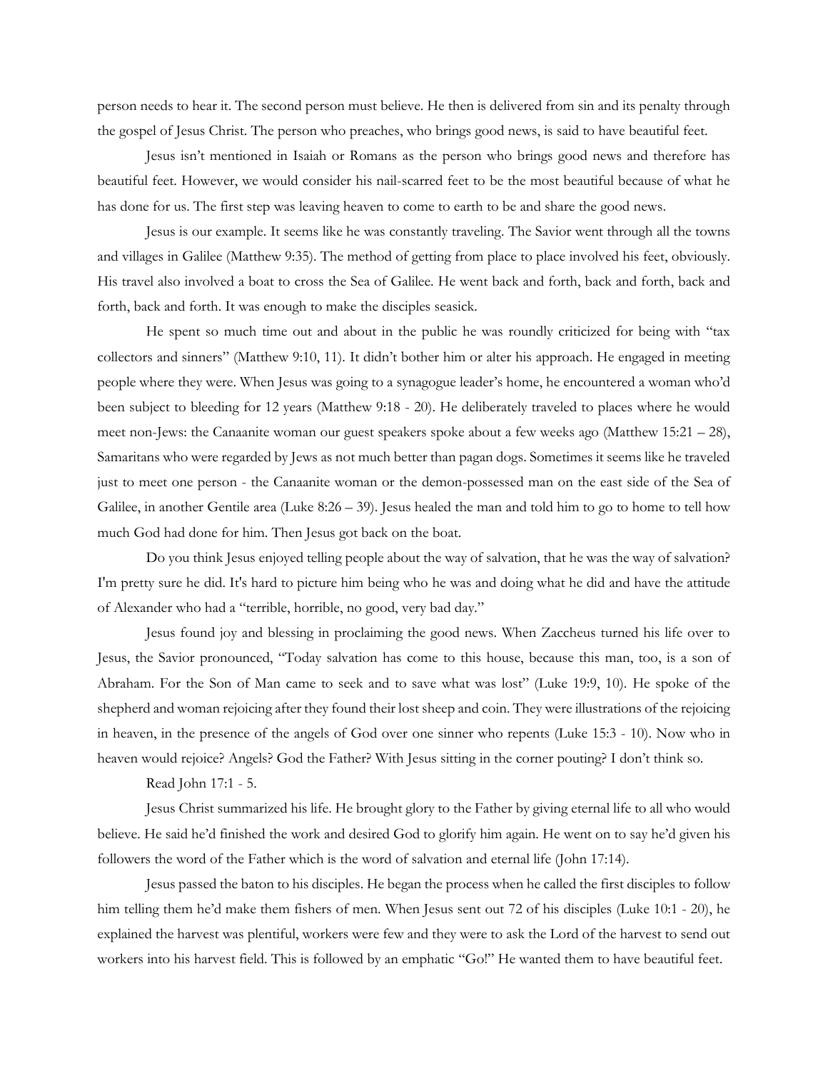person needs to hear it. The second person must believe. He then is delivered from sin and its penalty through the gospel of Jesus Christ. The person who preaches, who brings good news, is said to have beautiful feet.

Jesus isn't mentioned in Isaiah or Romans as the person who brings good news and therefore has beautiful feet. However, we would consider his nail-scarred feet to be the most beautiful because of what he has done for us. The first step was leaving heaven to come to earth to be and share the good news.

Jesus is our example. It seems like he was constantly traveling. The Savior went through all the towns and villages in Galilee (Matthew 9:35). The method of getting from place to place involved his feet, obviously. His travel also involved a boat to cross the Sea of Galilee. He went back and forth, back and forth, back and forth, back and forth. It was enough to make the disciples seasick.

He spent so much time out and about in the public he was roundly criticized for being with "tax collectors and sinners" (Matthew 9:10, 11). It didn't bother him or alter his approach. He engaged in meeting people where they were. When Jesus was going to a synagogue leader's home, he encountered a woman who'd been subject to bleeding for 12 years (Matthew 9:18 - 20). He deliberately traveled to places where he would meet non-Jews: the Canaanite woman our guest speakers spoke about a few weeks ago (Matthew 15:21 – 28), Samaritans who were regarded by Jews as not much better than pagan dogs. Sometimes it seems like he traveled just to meet one person - the Canaanite woman or the demon-possessed man on the east side of the Sea of Galilee, in another Gentile area (Luke 8:26 – 39). Jesus healed the man and told him to go to home to tell how much God had done for him. Then Jesus got back on the boat.

Do you think Jesus enjoyed telling people about the way of salvation, that he was the way of salvation? I'm pretty sure he did. It's hard to picture him being who he was and doing what he did and have the attitude of Alexander who had a "terrible, horrible, no good, very bad day."

Jesus found joy and blessing in proclaiming the good news. When Zaccheus turned his life over to Jesus, the Savior pronounced, "Today salvation has come to this house, because this man, too, is a son of Abraham. For the Son of Man came to seek and to save what was lost" (Luke 19:9, 10). He spoke of the shepherd and woman rejoicing after they found their lost sheep and coin. They were illustrations of the rejoicing in heaven, in the presence of the angels of God over one sinner who repents (Luke 15:3 - 10). Now who in heaven would rejoice? Angels? God the Father? With Jesus sitting in the corner pouting? I don't think so.

Read John 17:1 - 5.

Jesus Christ summarized his life. He brought glory to the Father by giving eternal life to all who would believe. He said he'd finished the work and desired God to glorify him again. He went on to say he'd given his followers the word of the Father which is the word of salvation and eternal life (John 17:14).

Jesus passed the baton to his disciples. He began the process when he called the first disciples to follow him telling them he'd make them fishers of men. When Jesus sent out 72 of his disciples (Luke 10:1 - 20), he explained the harvest was plentiful, workers were few and they were to ask the Lord of the harvest to send out workers into his harvest field. This is followed by an emphatic "Go!" He wanted them to have beautiful feet.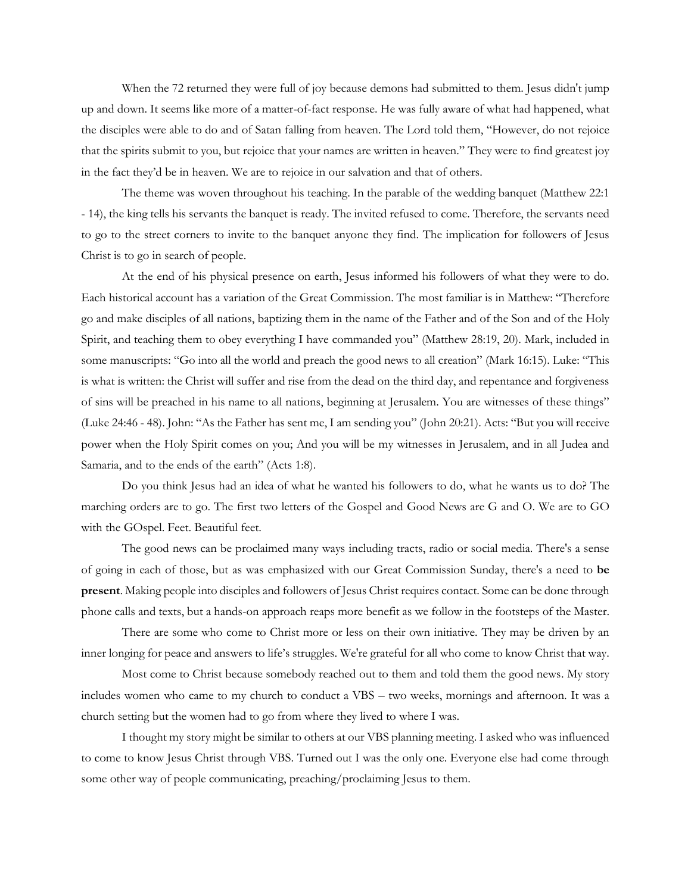When the 72 returned they were full of joy because demons had submitted to them. Jesus didn't jump up and down. It seems like more of a matter-of-fact response. He was fully aware of what had happened, what the disciples were able to do and of Satan falling from heaven. The Lord told them, "However, do not rejoice that the spirits submit to you, but rejoice that your names are written in heaven." They were to find greatest joy in the fact they'd be in heaven. We are to rejoice in our salvation and that of others.

The theme was woven throughout his teaching. In the parable of the wedding banquet (Matthew 22:1 - 14), the king tells his servants the banquet is ready. The invited refused to come. Therefore, the servants need to go to the street corners to invite to the banquet anyone they find. The implication for followers of Jesus Christ is to go in search of people.

At the end of his physical presence on earth, Jesus informed his followers of what they were to do. Each historical account has a variation of the Great Commission. The most familiar is in Matthew: "Therefore go and make disciples of all nations, baptizing them in the name of the Father and of the Son and of the Holy Spirit, and teaching them to obey everything I have commanded you" (Matthew 28:19, 20). Mark, included in some manuscripts: "Go into all the world and preach the good news to all creation" (Mark 16:15). Luke: "This is what is written: the Christ will suffer and rise from the dead on the third day, and repentance and forgiveness of sins will be preached in his name to all nations, beginning at Jerusalem. You are witnesses of these things" (Luke 24:46 - 48). John: "As the Father has sent me, I am sending you" (John 20:21). Acts: "But you will receive power when the Holy Spirit comes on you; And you will be my witnesses in Jerusalem, and in all Judea and Samaria, and to the ends of the earth" (Acts 1:8).

Do you think Jesus had an idea of what he wanted his followers to do, what he wants us to do? The marching orders are to go. The first two letters of the Gospel and Good News are G and O. We are to GO with the GOspel. Feet. Beautiful feet.

The good news can be proclaimed many ways including tracts, radio or social media. There's a sense of going in each of those, but as was emphasized with our Great Commission Sunday, there's a need to **be present**. Making people into disciples and followers of Jesus Christ requires contact. Some can be done through phone calls and texts, but a hands-on approach reaps more benefit as we follow in the footsteps of the Master.

There are some who come to Christ more or less on their own initiative. They may be driven by an inner longing for peace and answers to life's struggles. We're grateful for all who come to know Christ that way.

Most come to Christ because somebody reached out to them and told them the good news. My story includes women who came to my church to conduct a VBS – two weeks, mornings and afternoon. It was a church setting but the women had to go from where they lived to where I was.

I thought my story might be similar to others at our VBS planning meeting. I asked who was influenced to come to know Jesus Christ through VBS. Turned out I was the only one. Everyone else had come through some other way of people communicating, preaching/proclaiming Jesus to them.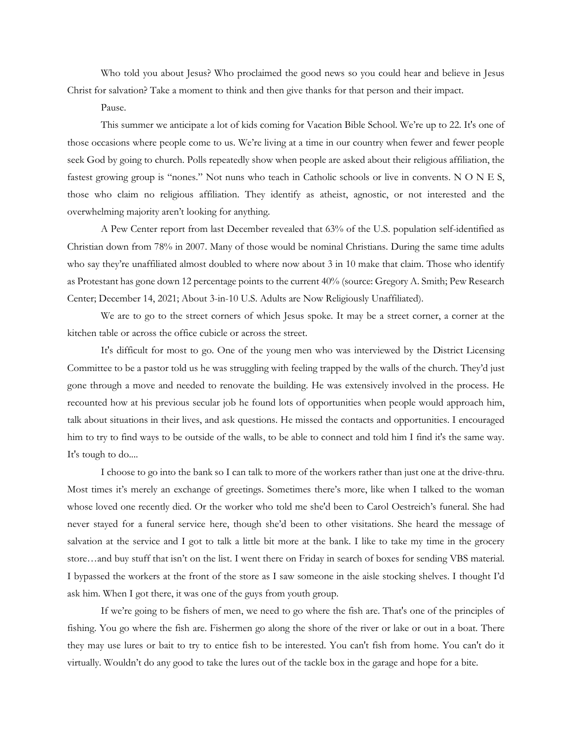Who told you about Jesus? Who proclaimed the good news so you could hear and believe in Jesus Christ for salvation? Take a moment to think and then give thanks for that person and their impact.

Pause.

This summer we anticipate a lot of kids coming for Vacation Bible School. We're up to 22. It's one of those occasions where people come to us. We're living at a time in our country when fewer and fewer people seek God by going to church. Polls repeatedly show when people are asked about their religious affiliation, the fastest growing group is "nones." Not nuns who teach in Catholic schools or live in convents. N O N E S, those who claim no religious affiliation. They identify as atheist, agnostic, or not interested and the overwhelming majority aren't looking for anything.

A Pew Center report from last December revealed that 63% of the U.S. population self-identified as Christian down from 78% in 2007. Many of those would be nominal Christians. During the same time adults who say they're unaffiliated almost doubled to where now about 3 in 10 make that claim. Those who identify as Protestant has gone down 12 percentage points to the current 40% (source: Gregory A. Smith; Pew Research Center; December 14, 2021; About 3-in-10 U.S. Adults are Now Religiously Unaffiliated).

We are to go to the street corners of which Jesus spoke. It may be a street corner, a corner at the kitchen table or across the office cubicle or across the street.

It's difficult for most to go. One of the young men who was interviewed by the District Licensing Committee to be a pastor told us he was struggling with feeling trapped by the walls of the church. They'd just gone through a move and needed to renovate the building. He was extensively involved in the process. He recounted how at his previous secular job he found lots of opportunities when people would approach him, talk about situations in their lives, and ask questions. He missed the contacts and opportunities. I encouraged him to try to find ways to be outside of the walls, to be able to connect and told him I find it's the same way. It's tough to do....

I choose to go into the bank so I can talk to more of the workers rather than just one at the drive-thru. Most times it's merely an exchange of greetings. Sometimes there's more, like when I talked to the woman whose loved one recently died. Or the worker who told me she'd been to Carol Oestreich's funeral. She had never stayed for a funeral service here, though she'd been to other visitations. She heard the message of salvation at the service and I got to talk a little bit more at the bank. I like to take my time in the grocery store…and buy stuff that isn't on the list. I went there on Friday in search of boxes for sending VBS material. I bypassed the workers at the front of the store as I saw someone in the aisle stocking shelves. I thought I'd ask him. When I got there, it was one of the guys from youth group.

If we're going to be fishers of men, we need to go where the fish are. That's one of the principles of fishing. You go where the fish are. Fishermen go along the shore of the river or lake or out in a boat. There they may use lures or bait to try to entice fish to be interested. You can't fish from home. You can't do it virtually. Wouldn't do any good to take the lures out of the tackle box in the garage and hope for a bite.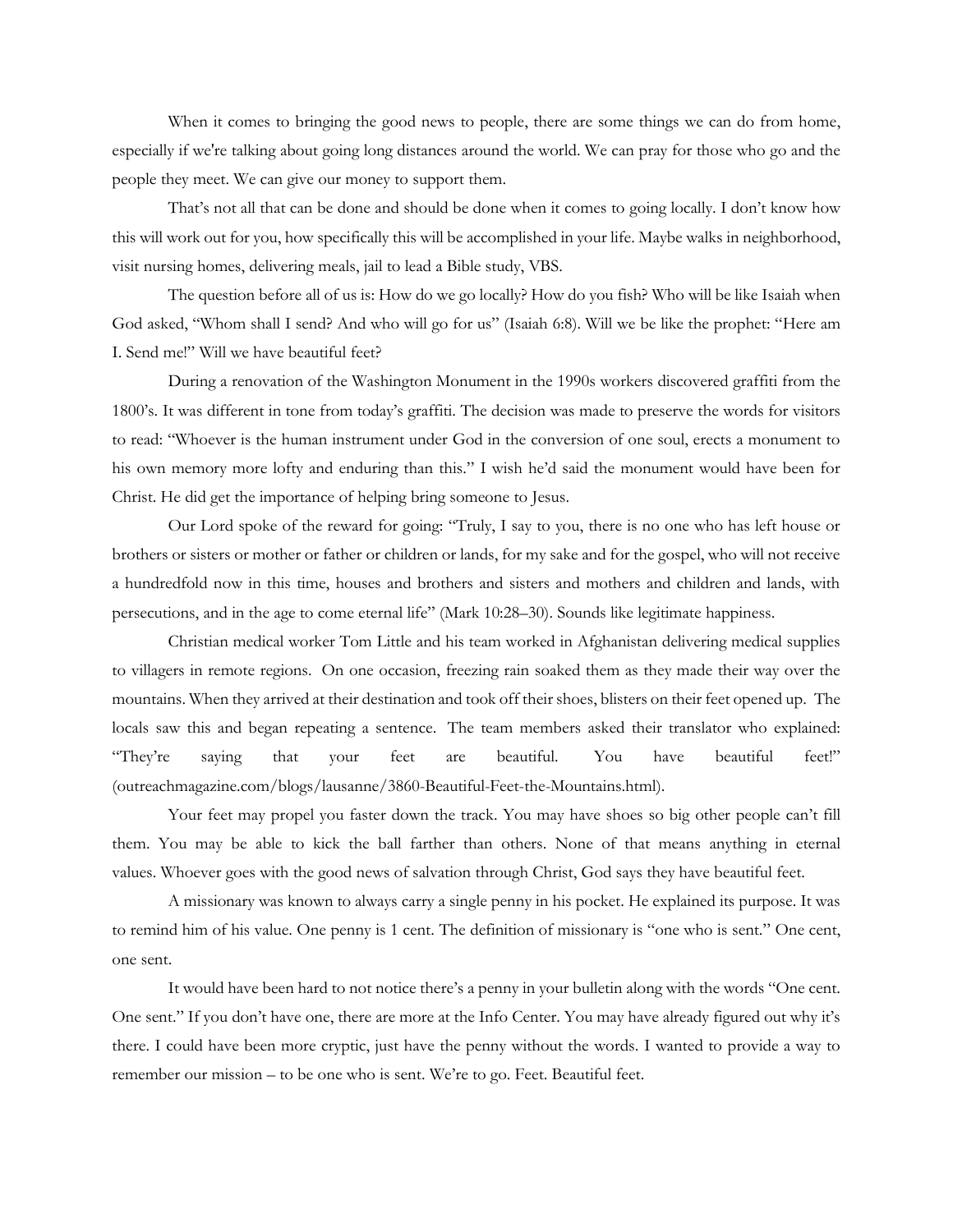When it comes to bringing the good news to people, there are some things we can do from home, especially if we're talking about going long distances around the world. We can pray for those who go and the people they meet. We can give our money to support them.

That's not all that can be done and should be done when it comes to going locally. I don't know how this will work out for you, how specifically this will be accomplished in your life. Maybe walks in neighborhood, visit nursing homes, delivering meals, jail to lead a Bible study, VBS.

The question before all of us is: How do we go locally? How do you fish? Who will be like Isaiah when God asked, "Whom shall I send? And who will go for us" (Isaiah 6:8). Will we be like the prophet: "Here am I. Send me!" Will we have beautiful feet?

During a renovation of the Washington Monument in the 1990s workers discovered graffiti from the 1800's. It was different in tone from today's graffiti. The decision was made to preserve the words for visitors to read: "Whoever is the human instrument under God in the conversion of one soul, erects a monument to his own memory more lofty and enduring than this." I wish he'd said the monument would have been for Christ. He did get the importance of helping bring someone to Jesus.

Our Lord spoke of the reward for going: "Truly, I say to you, there is no one who has left house or brothers or sisters or mother or father or children or lands, for my sake and for the gospel, who will not receive a hundredfold now in this time, houses and brothers and sisters and mothers and children and lands, with persecutions, and in the age to come eternal life" (Mark 10:28–30). Sounds like legitimate happiness.

Christian medical worker Tom Little and his team worked in Afghanistan delivering medical supplies to villagers in remote regions. On one occasion, freezing rain soaked them as they made their way over the mountains. When they arrived at their destination and took off their shoes, blisters on their feet opened up. The locals saw this and began repeating a sentence. The team members asked their translator who explained: "They're saying that your feet are beautiful. You have beautiful feet!" (outreachmagazine.com/blogs/lausanne/3860-Beautiful-Feet-the-Mountains.html).

Your feet may propel you faster down the track. You may have shoes so big other people can't fill them. You may be able to kick the ball farther than others. None of that means anything in eternal values. Whoever goes with the good news of salvation through Christ, God says they have beautiful feet.

A missionary was known to always carry a single penny in his pocket. He explained its purpose. It was to remind him of his value. One penny is 1 cent. The definition of missionary is "one who is sent." One cent, one sent.

It would have been hard to not notice there's a penny in your bulletin along with the words "One cent. One sent." If you don't have one, there are more at the Info Center. You may have already figured out why it's there. I could have been more cryptic, just have the penny without the words. I wanted to provide a way to remember our mission – to be one who is sent. We're to go. Feet. Beautiful feet.